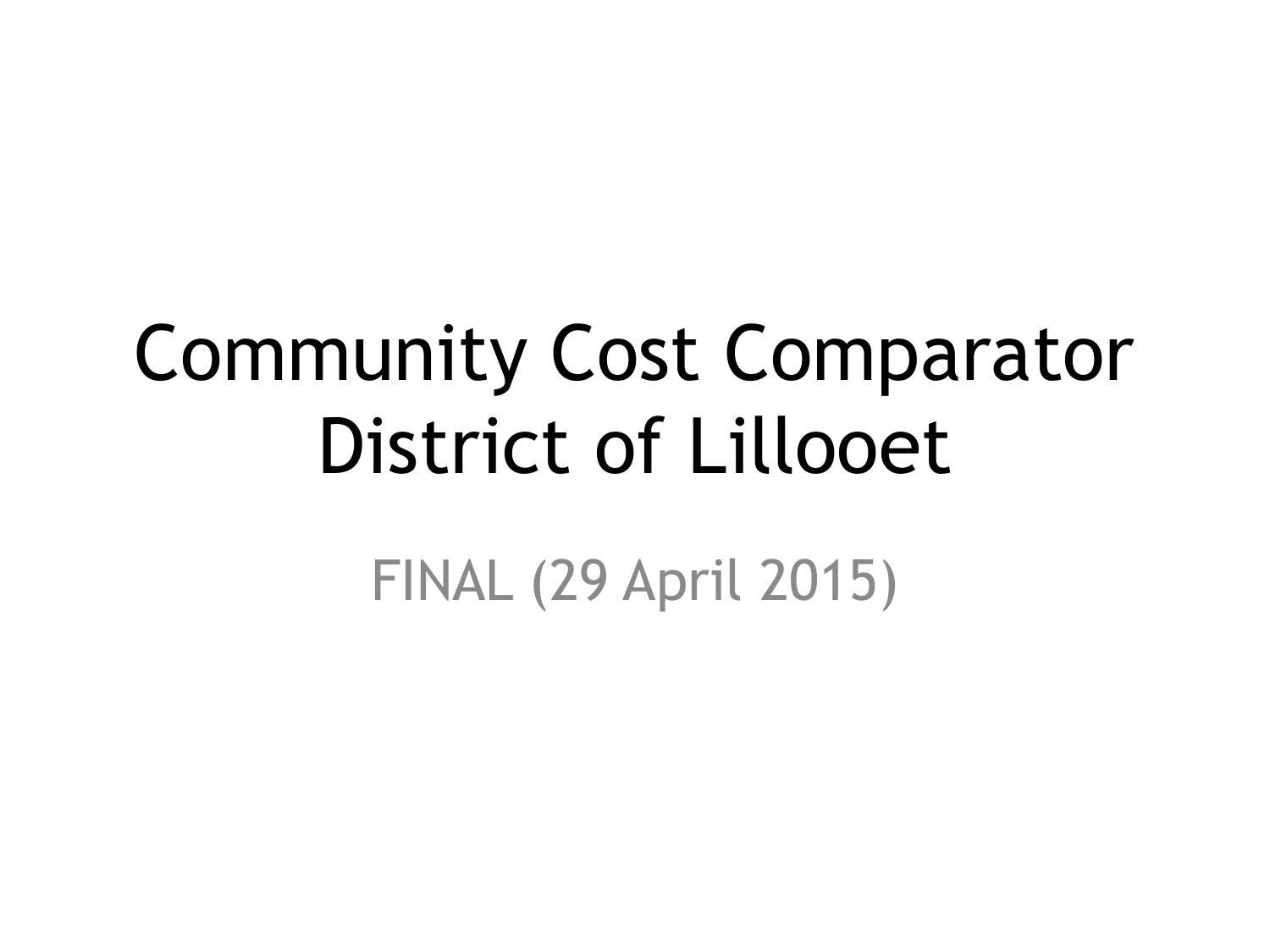# Community Cost Comparator
# District of Lillooet

FINAL (29 April 2015)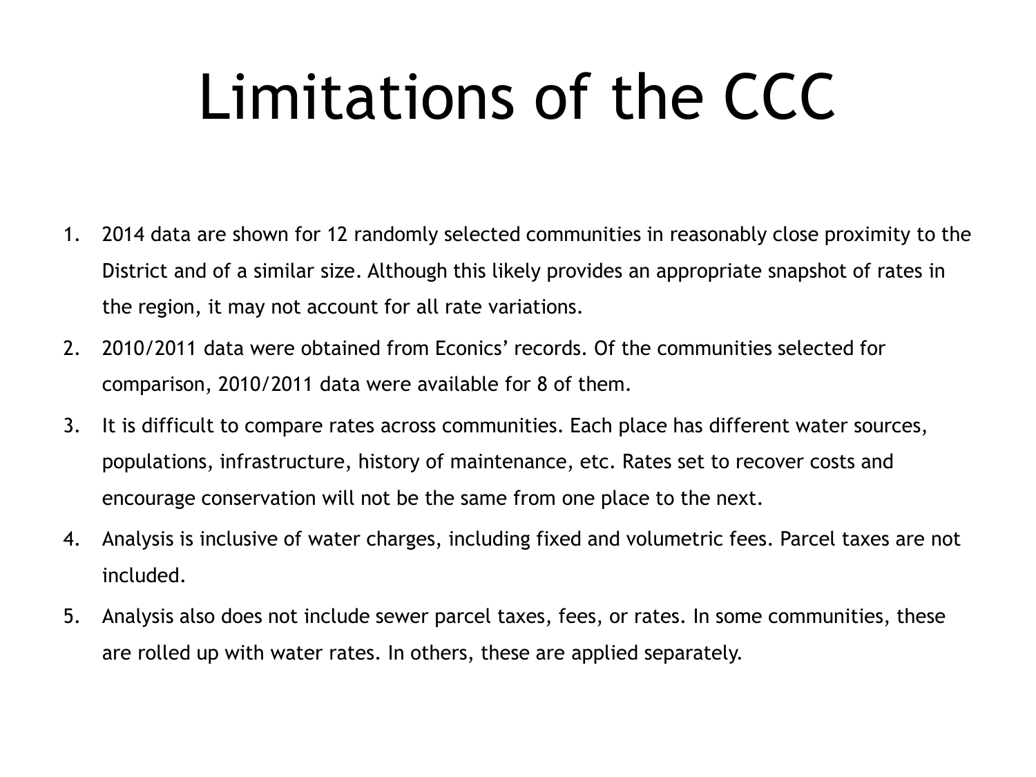# Limitations of the CCC

1. 2014 data are shown for 12 randomly selected communities in reasonably close proximity to the District and of a similar size. Although this likely provides an appropriate snapshot of rates in the region, it may not account for all rate variations.
2. 2010/2011 data were obtained from Econics' records. Of the communities selected for comparison, 2010/2011 data were available for 8 of them.
3. It is difficult to compare rates across communities. Each place has different water sources, populations, infrastructure, history of maintenance, etc. Rates set to recover costs and encourage conservation will not be the same from one place to the next.
4. Analysis is inclusive of water charges, including fixed and volumetric fees. Parcel taxes are not included.
5. Analysis also does not include sewer parcel taxes, fees, or rates. In some communities, these are rolled up with water rates. In others, these are applied separately.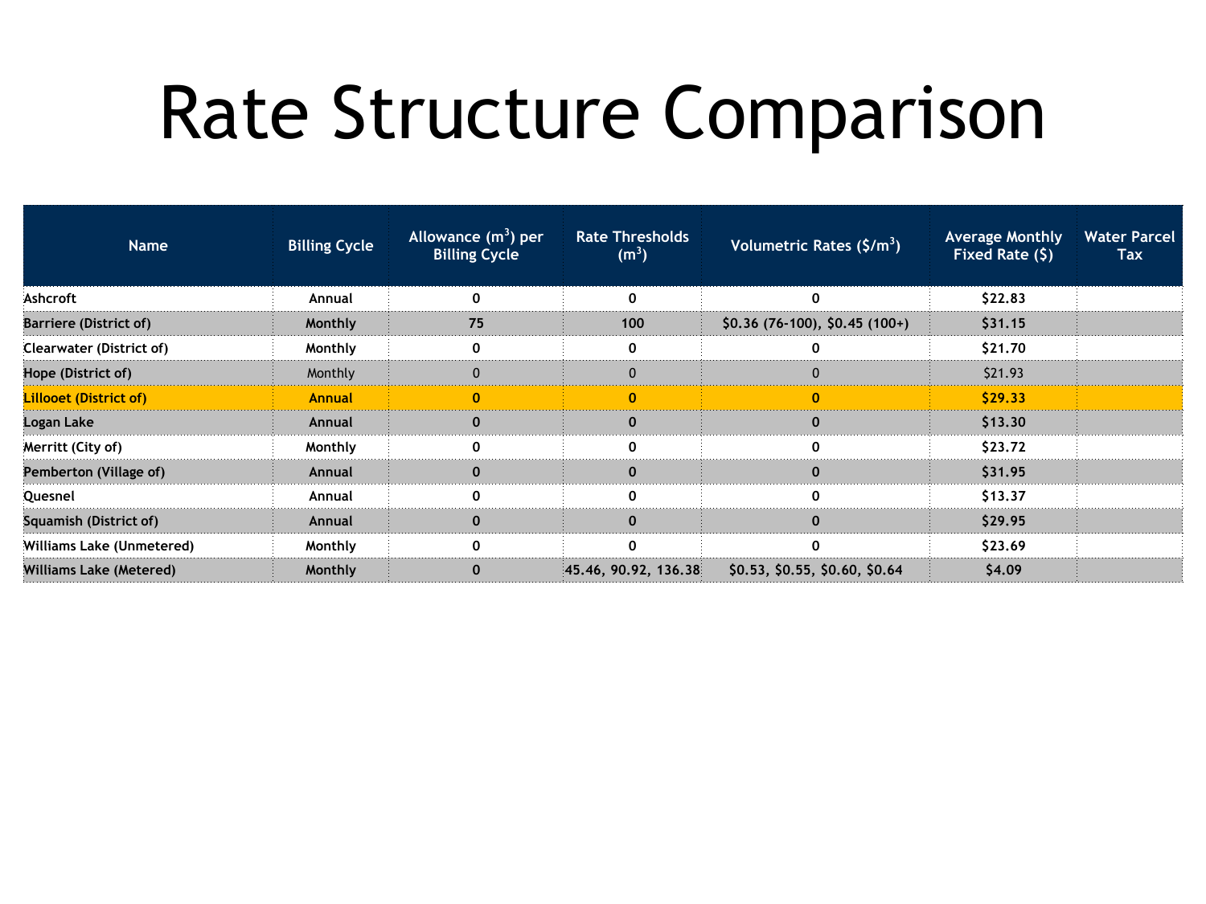# Rate Structure Comparison

| Name | Billing Cycle | Allowance ($m^3$) per Billing Cycle | Rate Thresholds ($m^3$) | Volumetric Rates ($/$m^3$) | Average Monthly Fixed Rate ($) | Water Parcel Tax |
|---|---|---|---|---|---|---|
| Ashcroft | Annual | 0 | 0 | 0 | $22.83 | |
| Barriere (District of) | Monthly | 75 | 100 | $0.36 (76-100), $0.45 (100+) | $31.15 | |
| Clearwater (District of) | Monthly | 0 | 0 | 0 | $21.70 | |
| Hope (District of) | Monthly | 0 | 0 | 0 | $21.93 | |
| Lillooet (District of) | Annual | 0 | 0 | 0 | $29.33 | |
| Logan Lake | Annual | 0 | 0 | 0 | $13.30 | |
| Merritt (City of) | Monthly | 0 | 0 | 0 | $23.72 | |
| Pemberton (Village of) | Annual | 0 | 0 | 0 | $31.95 | |
| Quesnel | Annual | 0 | 0 | 0 | $13.37 | |
| Squamish (District of) | Annual | 0 | 0 | 0 | $29.95 | |
| Williams Lake (Unmetered) | Monthly | 0 | 0 | 0 | $23.69 | |
| Williams Lake (Metered) | Monthly | 0 | 45.46, 90.92, 136.38 | $0.53, $0.55, $0.60, $0.64 | $4.09 | |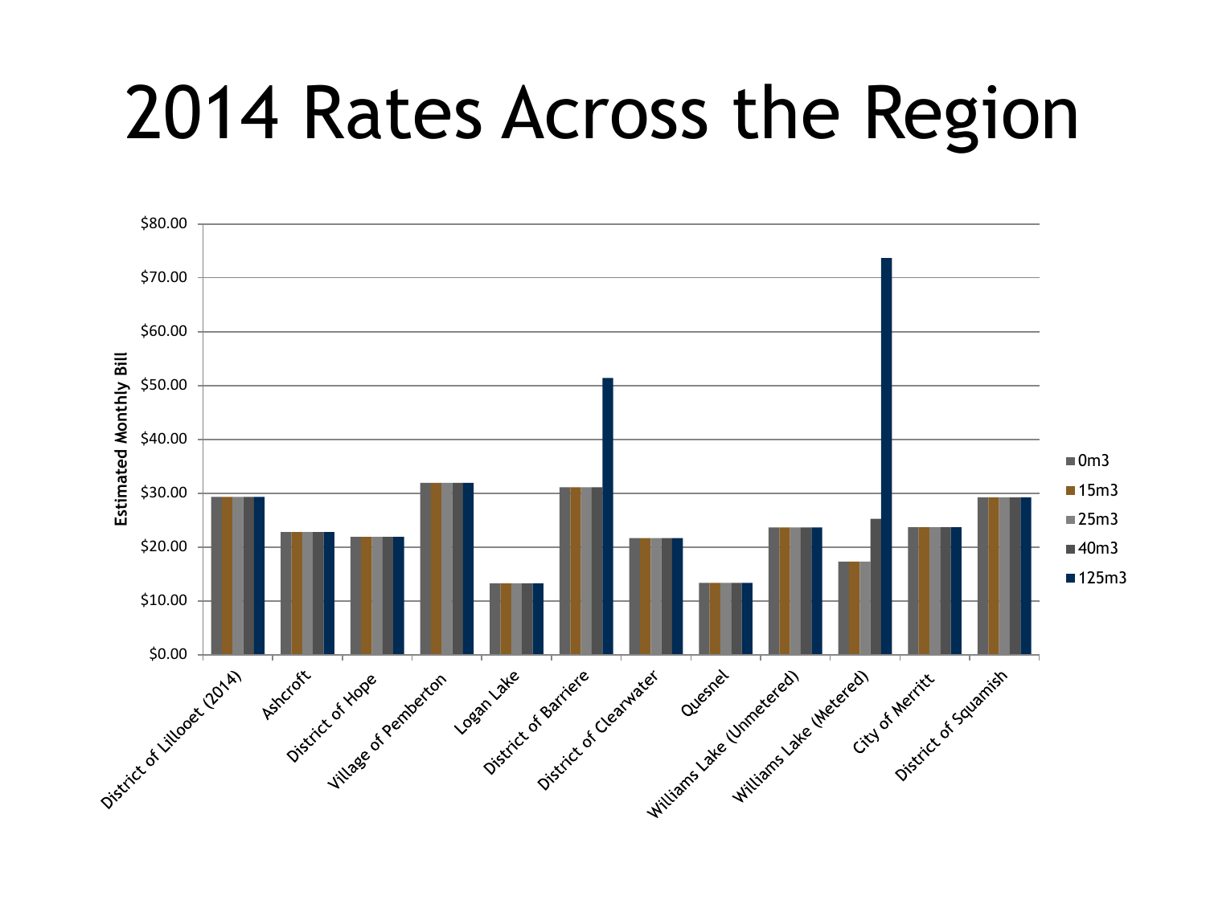# 2014 Rates Across the Region

Estimated Monthly Bill

$80.00
$70.00
$60.00
$50.00
$40.00
$30.00
$20.00
$10.00
$0.00

District of Lillooet (2014) · Ashcroft · District of Hope · Village of Pemberton · Logan Lake · District of Barriere · District of Clearwater · Quesnel · Williams Lake (Unmetered) · Williams Lake (Metered) · City of Merritt · District of Squamish

■ 0m3
■ 15m3
■ 25m3
■ 40m3
■ 125m3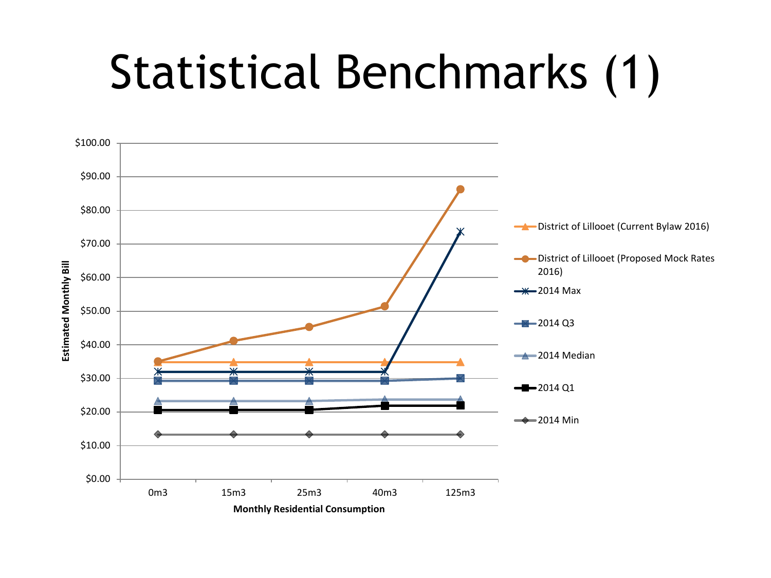# Statistical Benchmarks (1)

Estimated Monthly Bill

$100.00
$90.00
$80.00
$70.00
$60.00
$50.00
$40.00
$30.00
$20.00
$10.00
$0.00

0m3 15m3 25m3 40m3 125m3

Monthly Residential Consumption

- District of Lillooet (Current Bylaw 2016)
- District of Lillooet (Proposed Mock Rates 2016)
- 2014 Max
- 2014 Q3
- 2014 Median
- 2014 Q1
- 2014 Min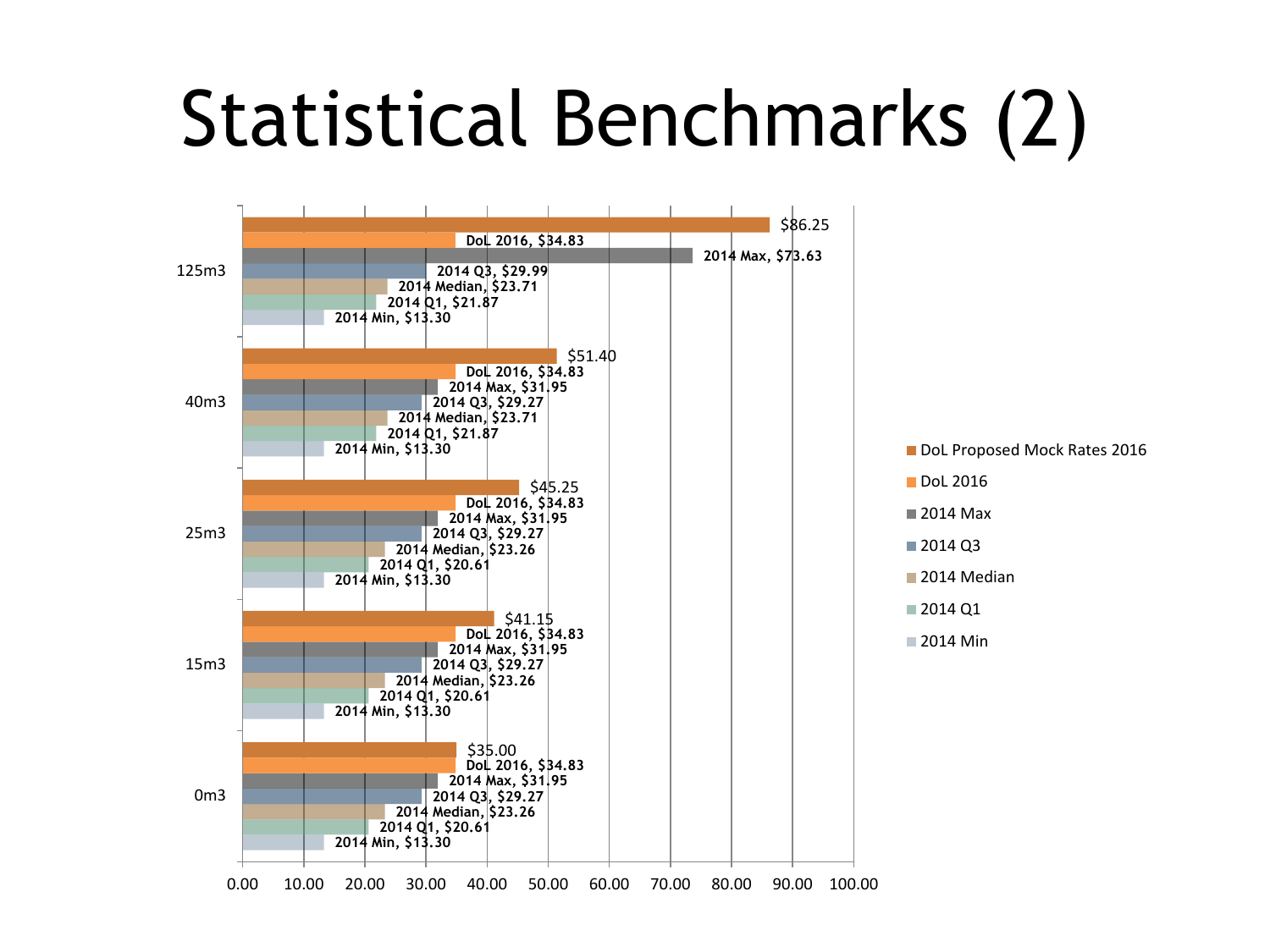# Statistical Benchmarks (2)

| | DoL Proposed Mock Rates 2016 | DoL 2016 | 2014 Max | 2014 Q3 | 2014 Median | 2014 Q1 | 2014 Min |
|---|---|---|---|---|---|---|---|
| 125m3 | $86.25 | $34.83 | $73.63 | $29.99 | $23.71 | $21.87 | $13.30 |
| 40m3 | $51.40 | $34.83 | $31.95 | $29.27 | $23.71 | $21.87 | $13.30 |
| 25m3 | $45.25 | $34.83 | $31.95 | $29.27 | $23.26 | $20.61 | $13.30 |
| 15m3 | $41.15 | $34.83 | $31.95 | $29.27 | $23.26 | $20.61 | $13.30 |
| 0m3 | $35.00 | $34.83 | $31.95 | $29.27 | $23.26 | $20.61 | $13.30 |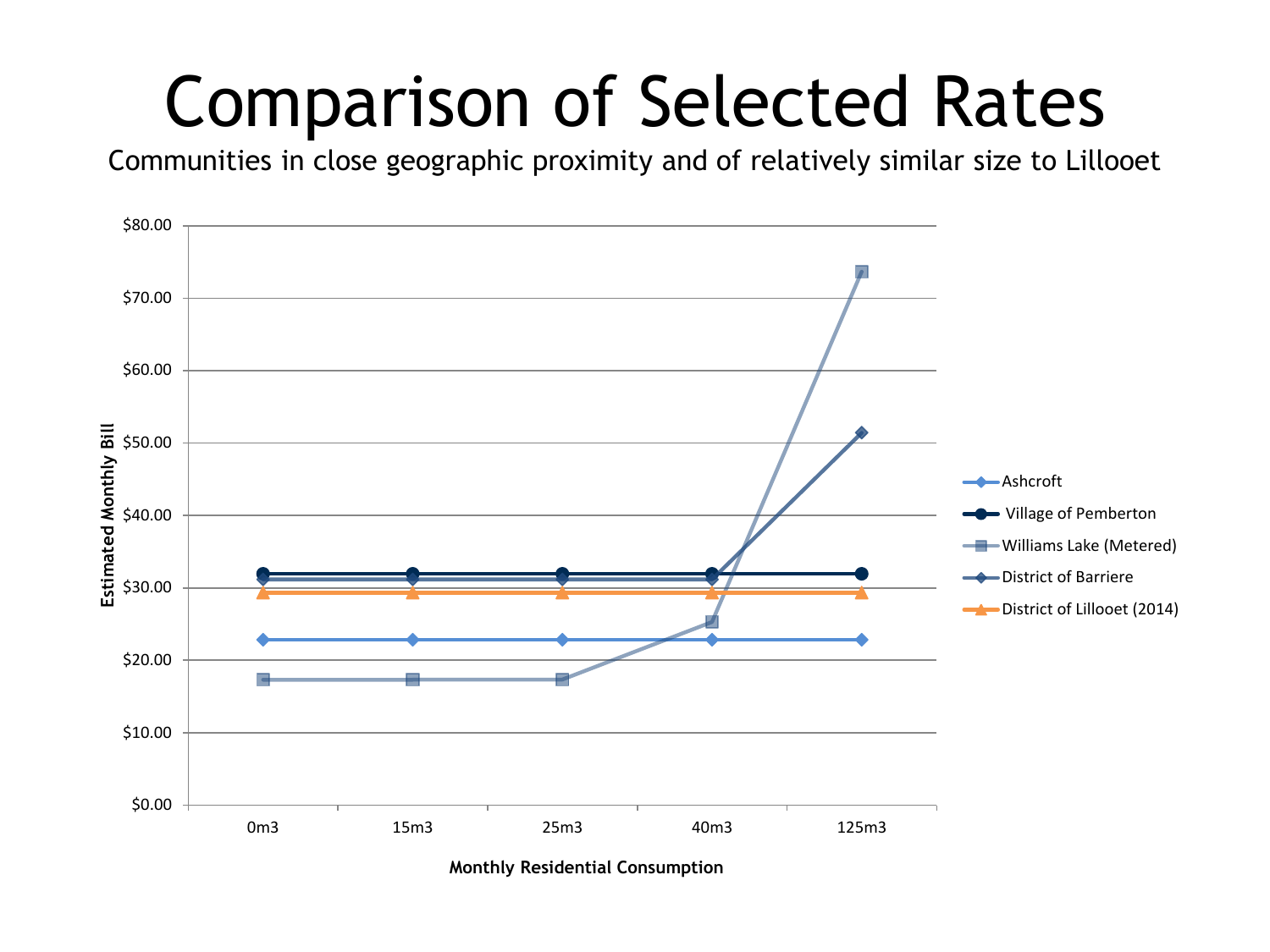# Comparison of Selected Rates

Communities in close geographic proximity and of relatively similar size to Lillooet

Estimated Monthly Bill

$80.00
$70.00
$60.00
$50.00
$40.00
$30.00
$20.00
$10.00
$0.00

0m3 15m3 25m3 40m3 125m3

Monthly Residential Consumption

- Ashcroft
- Village of Pemberton
- Williams Lake (Metered)
- District of Barriere
- District of Lillooet (2014)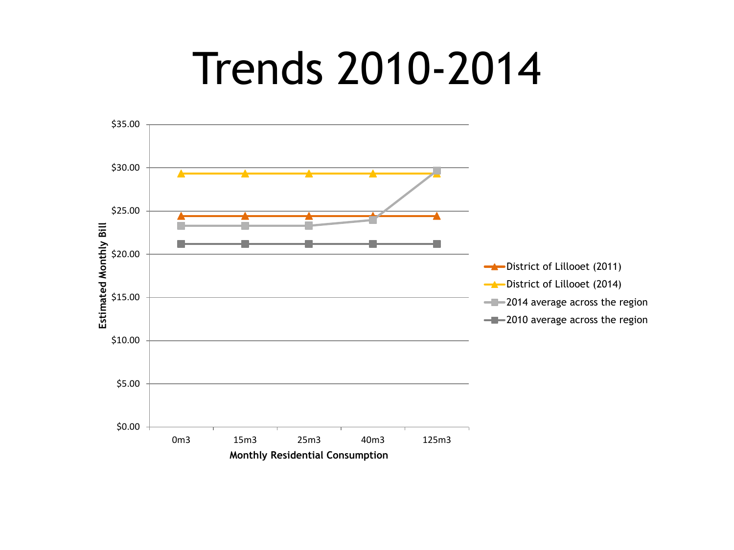# Trends 2010-2014

Estimated Monthly Bill

$35.00
$30.00
$25.00
$20.00
$15.00
$10.00
$5.00
$0.00

0m3 15m3 25m3 40m3 125m3

Monthly Residential Consumption

- District of Lillooet (2011)
- District of Lillooet (2014)
- 2014 average across the region
- 2010 average across the region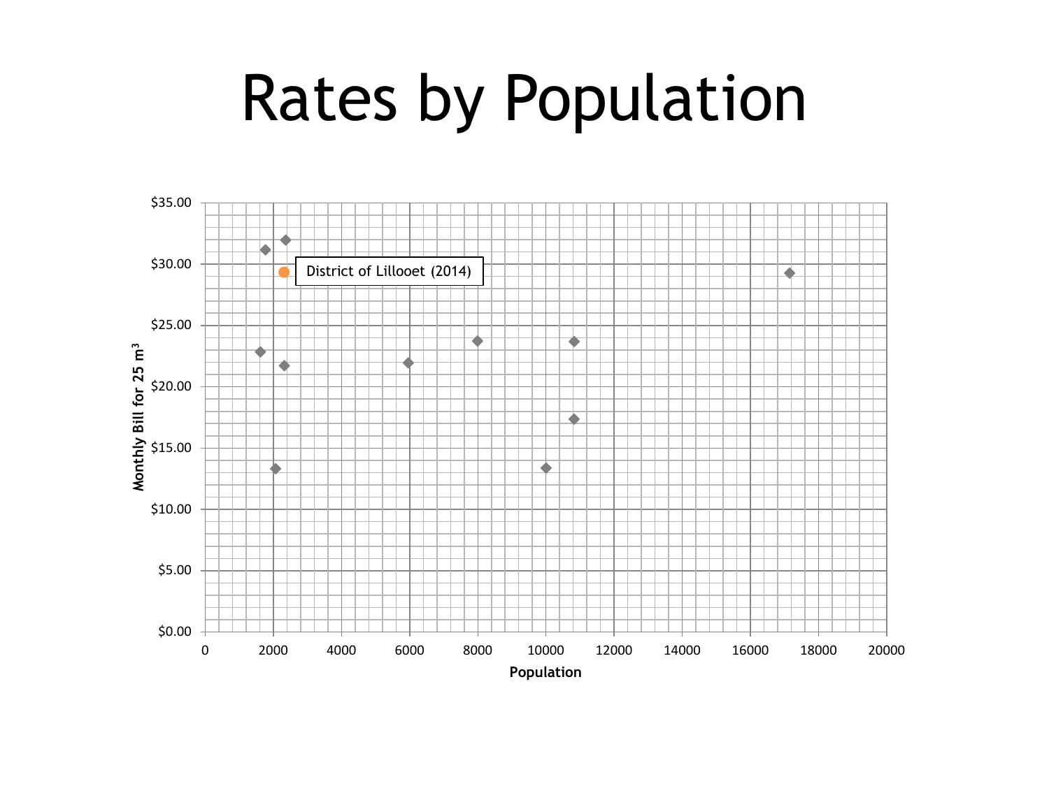# Rates by Population

District of Lillooet (2014)

Monthly Bill for 25 m³

$35.00
$30.00
$25.00
$20.00
$15.00
$10.00
$5.00
$0.00

0
2000
4000
6000
8000
10000
12000
14000
16000
18000
20000

Population